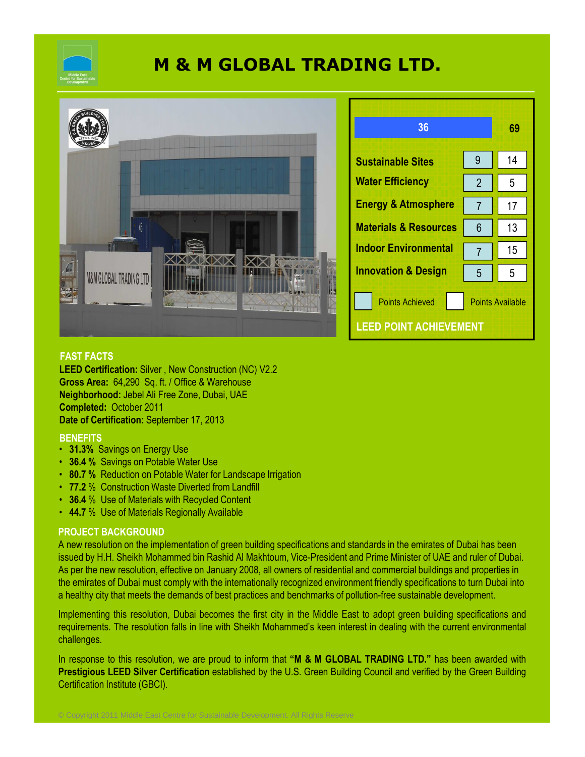# M & M GLOBAL TRADING LTD.

## LEED POINT ACHIEVEMENT

| Category | Points Achieved | Points Available |
|---|---|---|
| **Total** | **36** | **69** |
| Sustainable Sites | 9 | 14 |
| Water Efficiency | 2 | 5 |
| Energy & Atmosphere | 7 | 17 |
| Materials & Resources | 6 | 13 |
| Indoor Environmental | 7 | 15 |
| Innovation & Design | 5 | 5 |

## FAST FACTS

**LEED Certification:** Silver , New Construction (NC) V2.2
**Gross Area:** 64,290 Sq. ft. / Office & Warehouse
**Neighborhood:** Jebel Ali Free Zone, Dubai, UAE
**Completed:** October 2011
**Date of Certification:** September 17, 2013

## BENEFITS

- **31.3%** Savings on Energy Use
- **36.4 %** Savings on Potable Water Use
- **80.7 %** Reduction on Potable Water for Landscape Irrigation
- **77.2** % Construction Waste Diverted from Landfill
- **36.4** % Use of Materials with Recycled Content
- **44.7** % Use of Materials Regionally Available

## PROJECT BACKGROUND

A new resolution on the implementation of green building specifications and standards in the emirates of Dubai has been issued by H.H. Sheikh Mohammed bin Rashid Al Makhtoum, Vice-President and Prime Minister of UAE and ruler of Dubai. As per the new resolution, effective on January 2008, all owners of residential and commercial buildings and properties in the emirates of Dubai must comply with the internationally recognized environment friendly specifications to turn Dubai into a healthy city that meets the demands of best practices and benchmarks of pollution-free sustainable development.

Implementing this resolution, Dubai becomes the first city in the Middle East to adopt green building specifications and requirements. The resolution falls in line with Sheikh Mohammed's keen interest in dealing with the current environmental challenges.

In response to this resolution, we are proud to inform that **"M & M GLOBAL TRADING LTD."** has been awarded with **Prestigious LEED Silver Certification** established by the U.S. Green Building Council and verified by the Green Building Certification Institute (GBCI).

© Copyright 2011 Middle East Centre for Sustainable Development. All Rights Reserve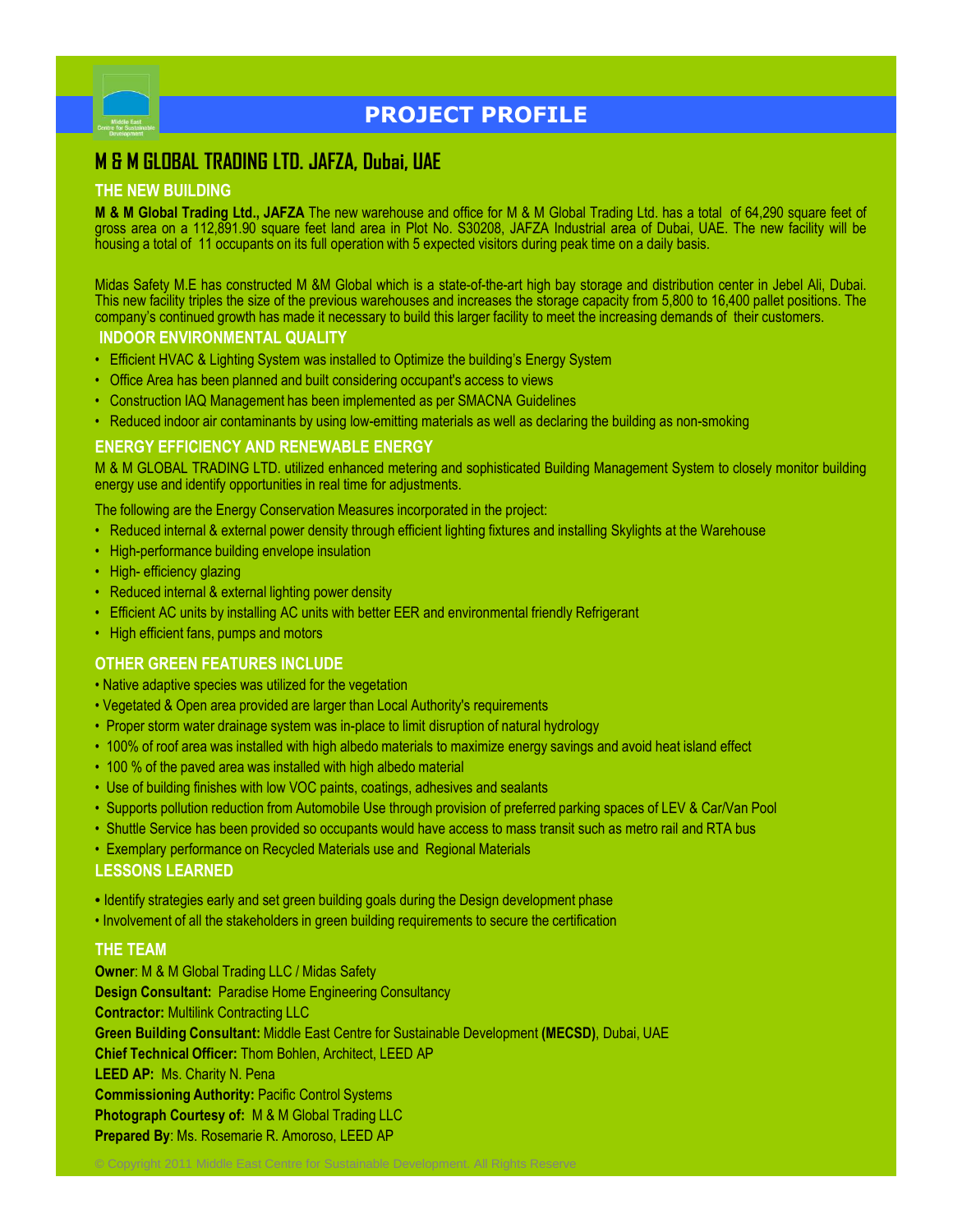## PROJECT PROFILE

# M & M GLOBAL TRADING LTD. JAFZA, Dubai, UAE

### THE NEW BUILDING

**M & M Global Trading Ltd., JAFZA** The new warehouse and office for M & M Global Trading Ltd. has a total of 64,290 square feet of gross area on a 112,891.90 square feet land area in Plot No. S30208, JAFZA Industrial area of Dubai, UAE. The new facility will be housing a total of 11 occupants on its full operation with 5 expected visitors during peak time on a daily basis.

Midas Safety M.E has constructed M &M Global which is a state-of-the-art high bay storage and distribution center in Jebel Ali, Dubai. This new facility triples the size of the previous warehouses and increases the storage capacity from 5,800 to 16,400 pallet positions. The company's continued growth has made it necessary to build this larger facility to meet the increasing demands of their customers.

### INDOOR ENVIRONMENTAL QUALITY

- Efficient HVAC & Lighting System was installed to Optimize the building's Energy System
- Office Area has been planned and built considering occupant's access to views
- Construction IAQ Management has been implemented as per SMACNA Guidelines
- Reduced indoor air contaminants by using low-emitting materials as well as declaring the building as non-smoking

### ENERGY EFFICIENCY AND RENEWABLE ENERGY

M & M GLOBAL TRADING LTD. utilized enhanced metering and sophisticated Building Management System to closely monitor building energy use and identify opportunities in real time for adjustments.

The following are the Energy Conservation Measures incorporated in the project:

- Reduced internal & external power density through efficient lighting fixtures and installing Skylights at the Warehouse
- High-performance building envelope insulation
- High- efficiency glazing
- Reduced internal & external lighting power density
- Efficient AC units by installing AC units with better EER and environmental friendly Refrigerant
- High efficient fans, pumps and motors

### OTHER GREEN FEATURES INCLUDE

- Native adaptive species was utilized for the vegetation
- Vegetated & Open area provided are larger than Local Authority's requirements
- Proper storm water drainage system was in-place to limit disruption of natural hydrology
- 100% of roof area was installed with high albedo materials to maximize energy savings and avoid heat island effect
- 100 % of the paved area was installed with high albedo material
- Use of building finishes with low VOC paints, coatings, adhesives and sealants
- Supports pollution reduction from Automobile Use through provision of preferred parking spaces of LEV & Car/Van Pool
- Shuttle Service has been provided so occupants would have access to mass transit such as metro rail and RTA bus
- Exemplary performance on Recycled Materials use and Regional Materials

### LESSONS LEARNED

- Identify strategies early and set green building goals during the Design development phase
- Involvement of all the stakeholders in green building requirements to secure the certification

### THE TEAM

**Owner**: M & M Global Trading LLC / Midas Safety
**Design Consultant:** Paradise Home Engineering Consultancy
**Contractor:** Multilink Contracting LLC
**Green Building Consultant:** Middle East Centre for Sustainable Development **(MECSD)**, Dubai, UAE
**Chief Technical Officer:** Thom Bohlen, Architect, LEED AP
**LEED AP:** Ms. Charity N. Pena
**Commissioning Authority:** Pacific Control Systems
**Photograph Courtesy of:** M & M Global Trading LLC
**Prepared By**: Ms. Rosemarie R. Amoroso, LEED AP

© Copyright 2011 Middle East Centre for Sustainable Development. All Rights Reserve